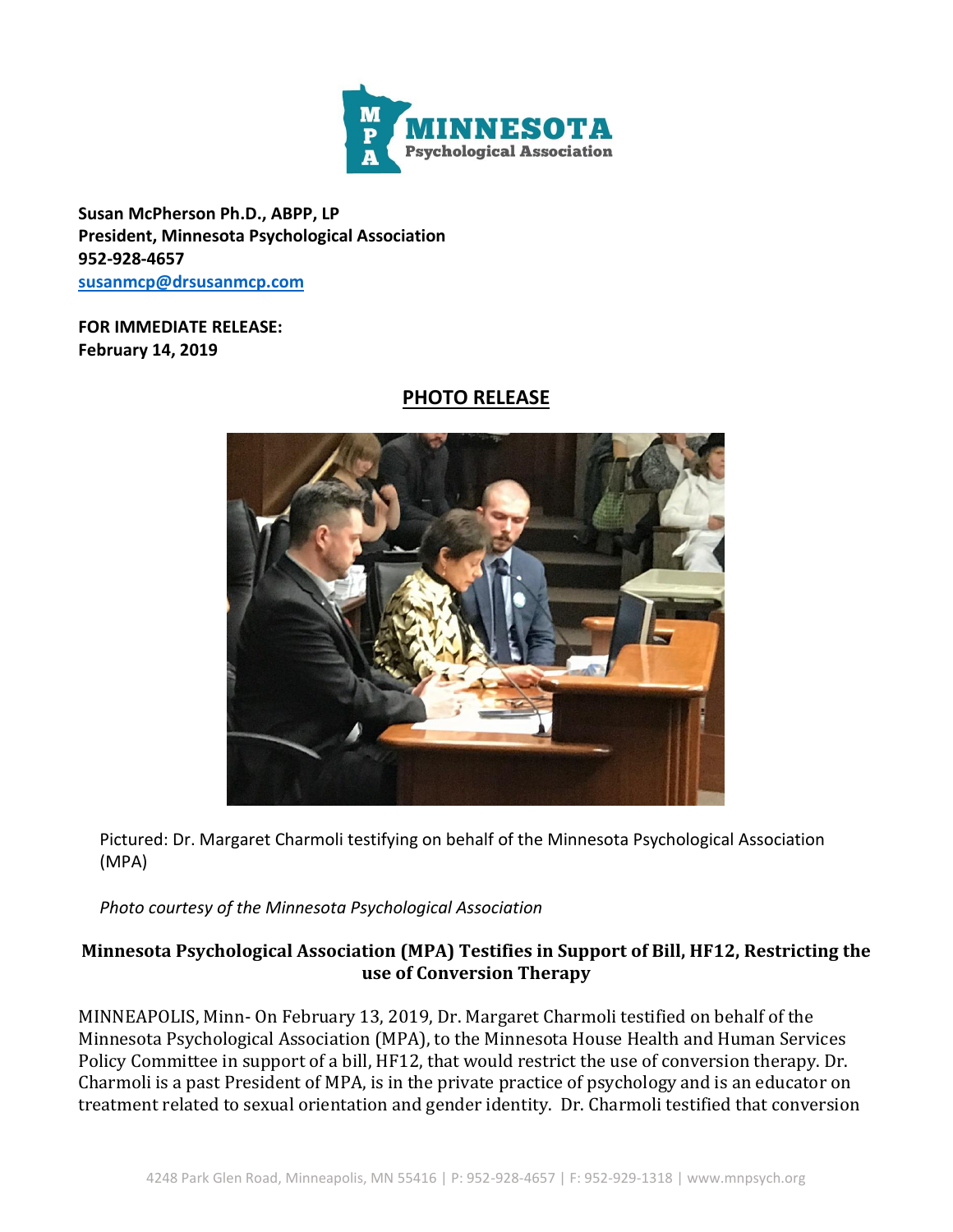**Susan McPherson Ph.D., ABPP, LP**
**President, Minnesota Psychological Association**
**952-928-4657**
**susanmcp@drsusanmcp.com**

**FOR IMMEDIATE RELEASE:**
**February 14, 2019**

## PHOTO RELEASE

Pictured: Dr. Margaret Charmoli testifying on behalf of the Minnesota Psychological Association (MPA)

*Photo courtesy of the Minnesota Psychological Association*

### Minnesota Psychological Association (MPA) Testifies in Support of Bill, HF12, Restricting the use of Conversion Therapy

MINNEAPOLIS, Minn- On February 13, 2019, Dr. Margaret Charmoli testified on behalf of the Minnesota Psychological Association (MPA), to the Minnesota House Health and Human Services Policy Committee in support of a bill, HF12, that would restrict the use of conversion therapy. Dr. Charmoli is a past President of MPA, is in the private practice of psychology and is an educator on treatment related to sexual orientation and gender identity. Dr. Charmoli testified that conversion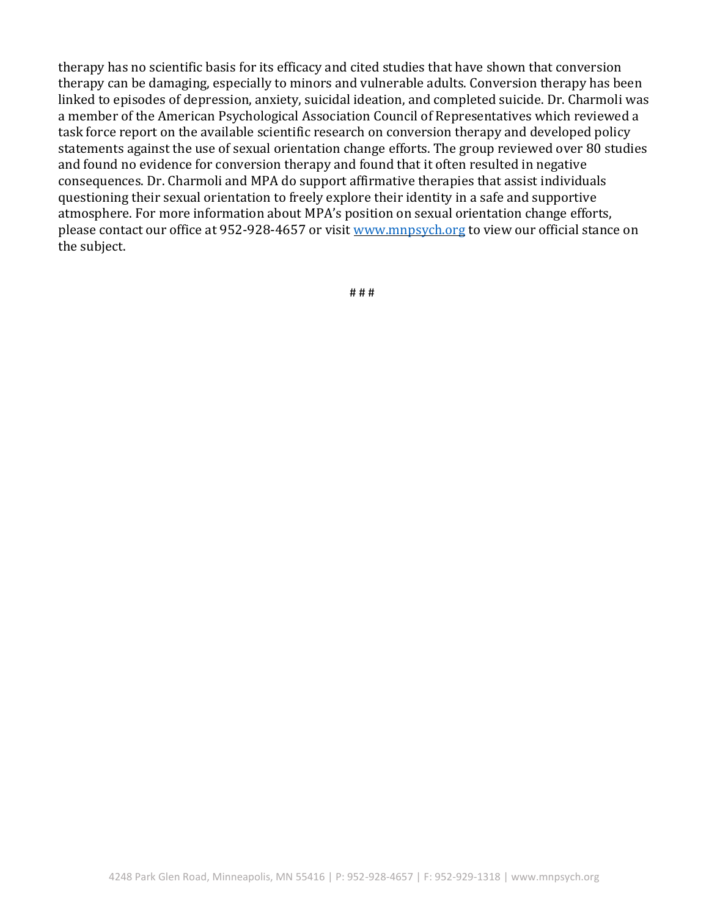therapy has no scientific basis for its efficacy and cited studies that have shown that conversion therapy can be damaging, especially to minors and vulnerable adults. Conversion therapy has been linked to episodes of depression, anxiety, suicidal ideation, and completed suicide. Dr. Charmoli was a member of the American Psychological Association Council of Representatives which reviewed a task force report on the available scientific research on conversion therapy and developed policy statements against the use of sexual orientation change efforts. The group reviewed over 80 studies and found no evidence for conversion therapy and found that it often resulted in negative consequences. Dr. Charmoli and MPA do support affirmative therapies that assist individuals questioning their sexual orientation to freely explore their identity in a safe and supportive atmosphere. For more information about MPA's position on sexual orientation change efforts, please contact our office at 952-928-4657 or visit [www.mnpsych.org](http://www.mnpsych.org) to view our official stance on the subject.

# # #